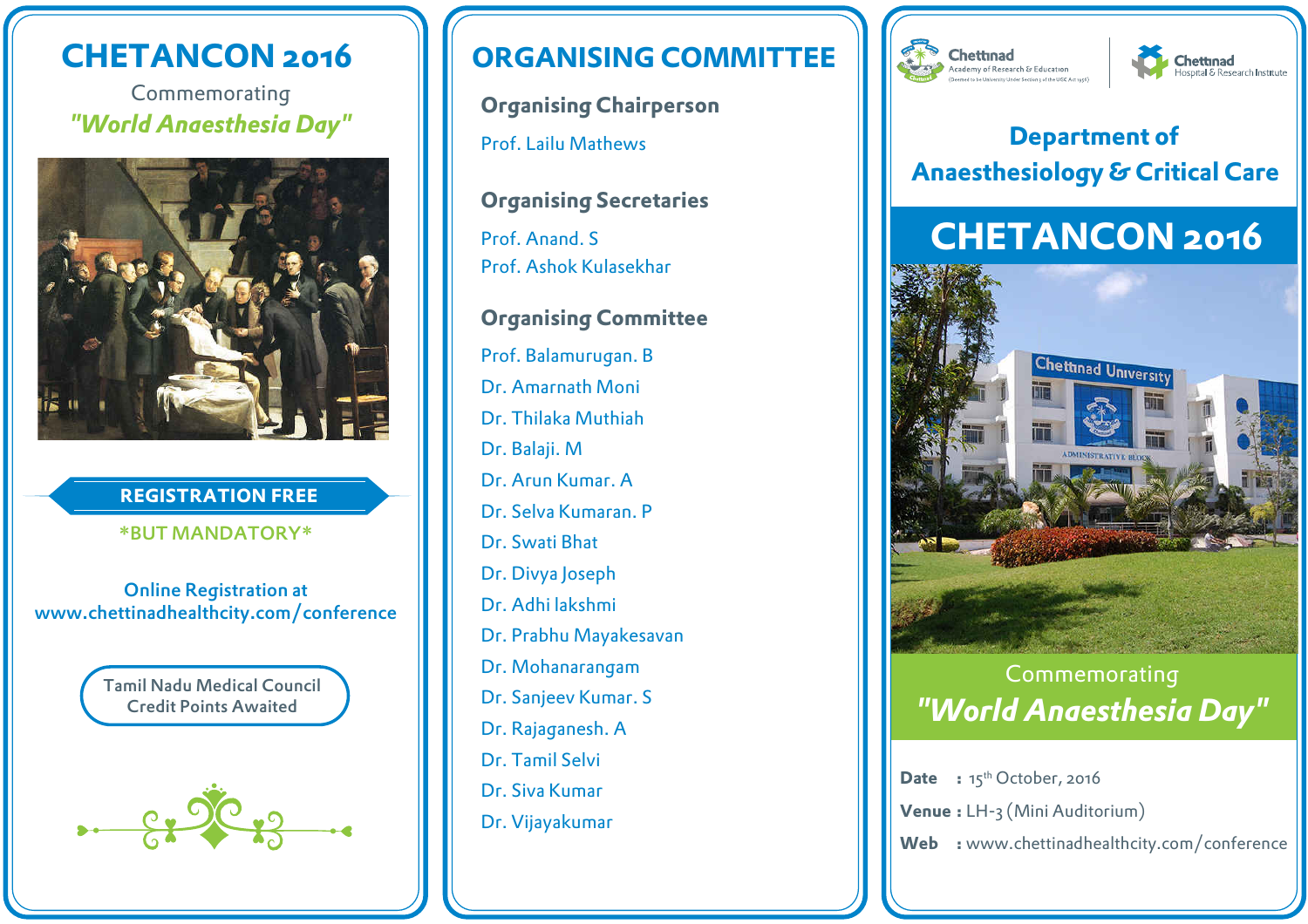# CHETANCON 2016

Commemorating

*"World Anaesthesia Day"*

**REGISTRATION FREE**

**\*BUT MANDATORY\***

Online Registration at
www.chettinadhealthcity.com/conference

Tamil Nadu Medical Council
Credit Points Awaited

# ORGANISING COMMITTEE

## Organising Chairperson

Prof. Lailu Mathews

## Organising Secretaries

Prof. Anand. S
Prof. Ashok Kulasekhar

## Organising Committee

- Prof. Balamurugan. B
- Dr. Amarnath Moni
- Dr. Thilaka Muthiah
- Dr. Balaji. M
- Dr. Arun Kumar. A
- Dr. Selva Kumaran. P
- Dr. Swati Bhat
- Dr. Divya Joseph
- Dr. Adhi lakshmi
- Dr. Prabhu Mayakesavan
- Dr. Mohanarangam
- Dr. Sanjeev Kumar. S
- Dr. Rajaganesh. A
- Dr. Tamil Selvi
- Dr. Siva Kumar
- Dr. Vijayakumar

Chettinad Academy of Research & Education (Deemed to be University Under Section 3 of the UGC Act 1956)

Chettinad Hospital & Research Institute

## Department of Anaesthesiology & Critical Care

# CHETANCON 2016

Commemorating

*"World Anaesthesia Day"*

**Date** : 15th October, 2016

**Venue** : LH-3 (Mini Auditorium)

**Web** : www.chettinadhealthcity.com/conference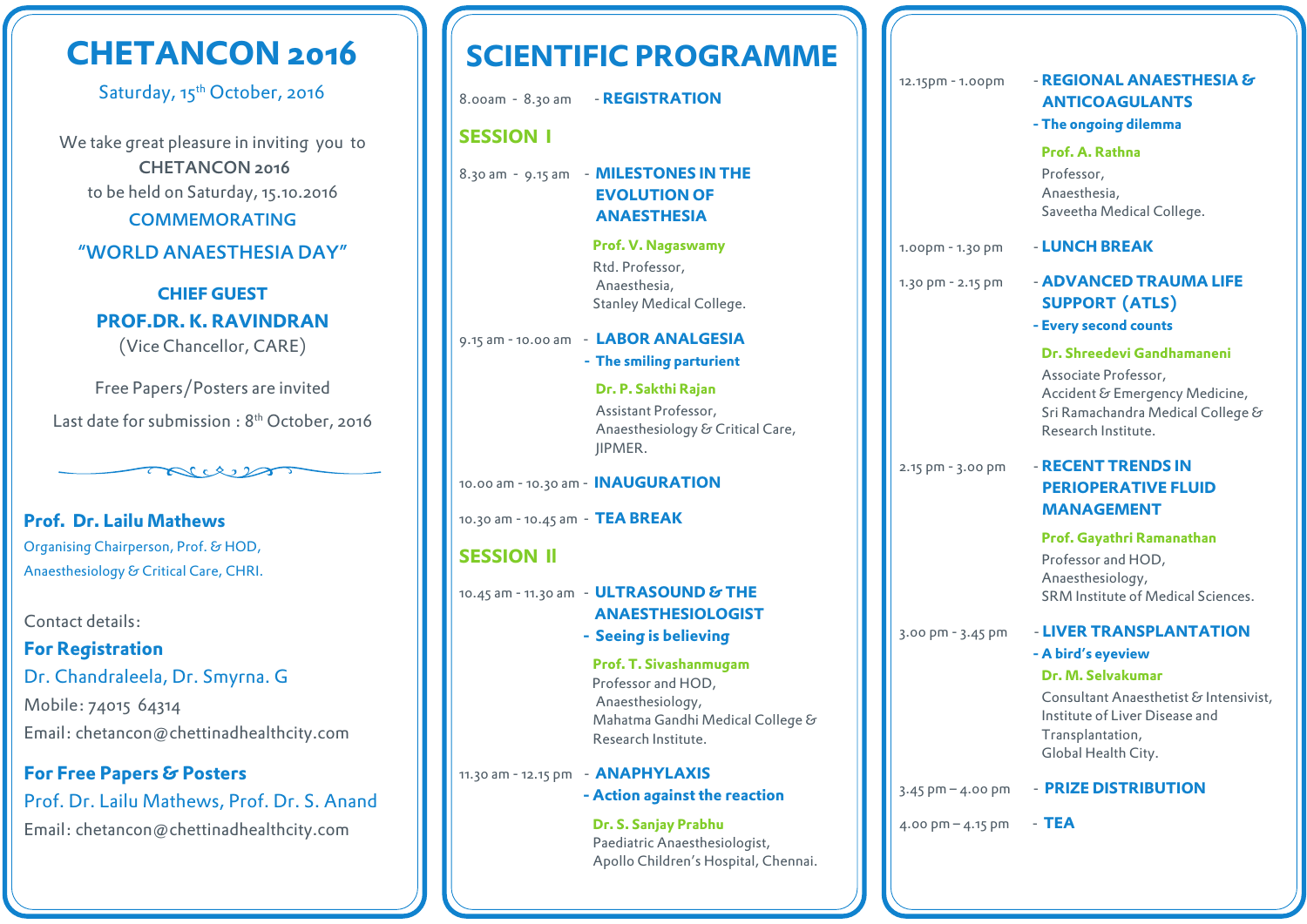# CHETANCON 2016

Saturday, 15th October, 2016

We take great pleasure in inviting you to **CHETANCON 2016** to be held on Saturday, 15.10.2016

COMMEMORATING

"WORLD ANAESTHESIA DAY"

**CHIEF GUEST**

**PROF.DR. K. RAVINDRAN**

(Vice Chancellor, CARE)

Free Papers/Posters are invited

Last date for submission : 8th October, 2016

**Prof. Dr. Lailu Mathews**

Organising Chairperson, Prof. & HOD, Anaesthesiology & Critical Care, CHRI.

Contact details:

**For Registration**

Dr. Chandraleela, Dr. Smyrna. G

Mobile: 74015 64314

Email: chetancon@chettinadhealthcity.com

**For Free Papers & Posters**

Prof. Dr. Lailu Mathews, Prof. Dr. S. Anand

Email: chetancon@chettinadhealthcity.com

# SCIENTIFIC PROGRAMME

8.00am - 8.30 am - **REGISTRATION**

## SESSION I

8.30 am - 9.15 am - **MILESTONES IN THE EVOLUTION OF ANAESTHESIA**

**Prof. V. Nagaswamy**
Rtd. Professor,
Anaesthesia,
Stanley Medical College.

9.15 am - 10.00 am - **LABOR ANALGESIA**
**- The smiling parturient**

**Dr. P. Sakthi Rajan**
Assistant Professor,
Anaesthesiology & Critical Care,
JIPMER.

10.00 am - 10.30 am - **INAUGURATION**

10.30 am - 10.45 am - **TEA BREAK**

## SESSION II

10.45 am - 11.30 am - **ULTRASOUND & THE ANAESTHESIOLOGIST**
**- Seeing is believing**

**Prof. T. Sivashanmugam**
Professor and HOD,
Anaesthesiology,
Mahatma Gandhi Medical College & Research Institute.

11.30 am - 12.15 pm - **ANAPHYLAXIS**
**- Action against the reaction**

**Dr. S. Sanjay Prabhu**
Paediatric Anaesthesiologist,
Apollo Children's Hospital, Chennai.

12.15pm - 1.00pm - **REGIONAL ANAESTHESIA & ANTICOAGULANTS**
**- The ongoing dilemma**

**Prof. A. Rathna**
Professor,
Anaesthesia,
Saveetha Medical College.

1.00pm - 1.30 pm - **LUNCH BREAK**

1.30 pm - 2.15 pm - **ADVANCED TRAUMA LIFE SUPPORT (ATLS)**
**- Every second counts**

**Dr. Shreedevi Gandhamaneni**
Associate Professor,
Accident & Emergency Medicine,
Sri Ramachandra Medical College & Research Institute.

2.15 pm - 3.00 pm - **RECENT TRENDS IN PERIOPERATIVE FLUID MANAGEMENT**

**Prof. Gayathri Ramanathan**
Professor and HOD,
Anaesthesiology,
SRM Institute of Medical Sciences.

3.00 pm - 3.45 pm - **LIVER TRANSPLANTATION**
**- A bird's eyeview**

**Dr. M. Selvakumar**
Consultant Anaesthetist & Intensivist,
Institute of Liver Disease and Transplantation,
Global Health City.

3.45 pm – 4.00 pm - **PRIZE DISTRIBUTION**

4.00 pm – 4.15 pm - **TEA**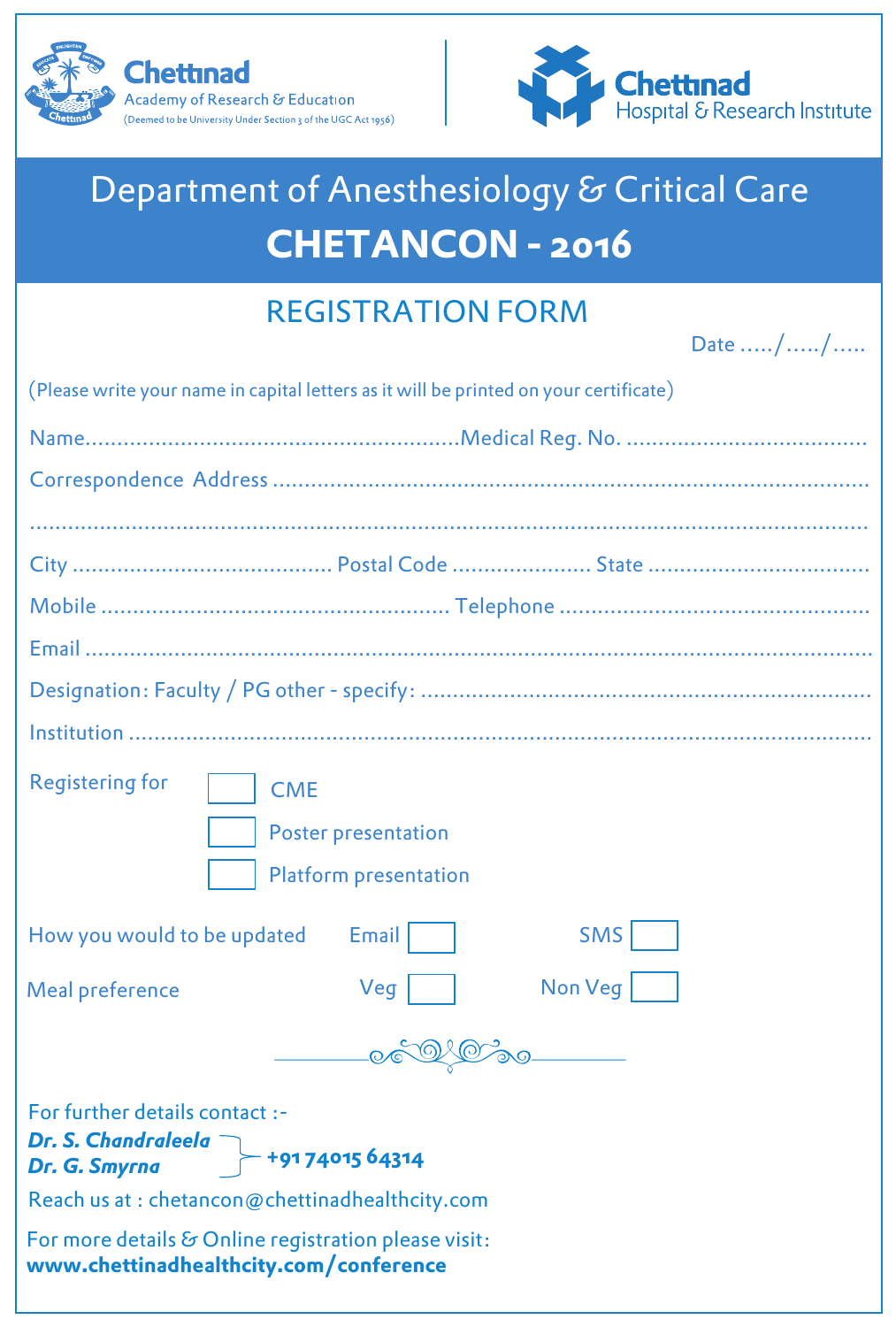Chettinad Academy of Research & Education (Deemed to be University Under Section 3 of the UGC Act 1956)

Chettinad Hospital & Research Institute

# Department of Anesthesiology & Critical Care

# CHETANCON - 2016

## REGISTRATION FORM

Date ...../...../.....

(Please write your name in capital letters as it will be printed on your certificate)

Name.........................................................Medical Reg. No. .....................................

Correspondence Address ....................................................................................

..........................................................................................................................

City ....................................... Postal Code ...................... State ..................................

Mobile ..................................................... Telephone ................................................

Email .......................................................................................................................

Designation: Faculty / PG other - specify: .........................................................

Institution ................................................................................................................

Registering for

- ☐ CME
- ☐ Poster presentation
- ☐ Platform presentation

How you would to be updated    Email ☐    SMS ☐

Meal preference    Veg ☐    Non Veg ☐

For further details contact :-

***Dr. S. Chandraleela***
***Dr. G. Smyrna***
**+91 74015 64314**

Reach us at : chetancon@chettinadhealthcity.com

For more details & Online registration please visit:
**www.chettinadhealthcity.com/conference**